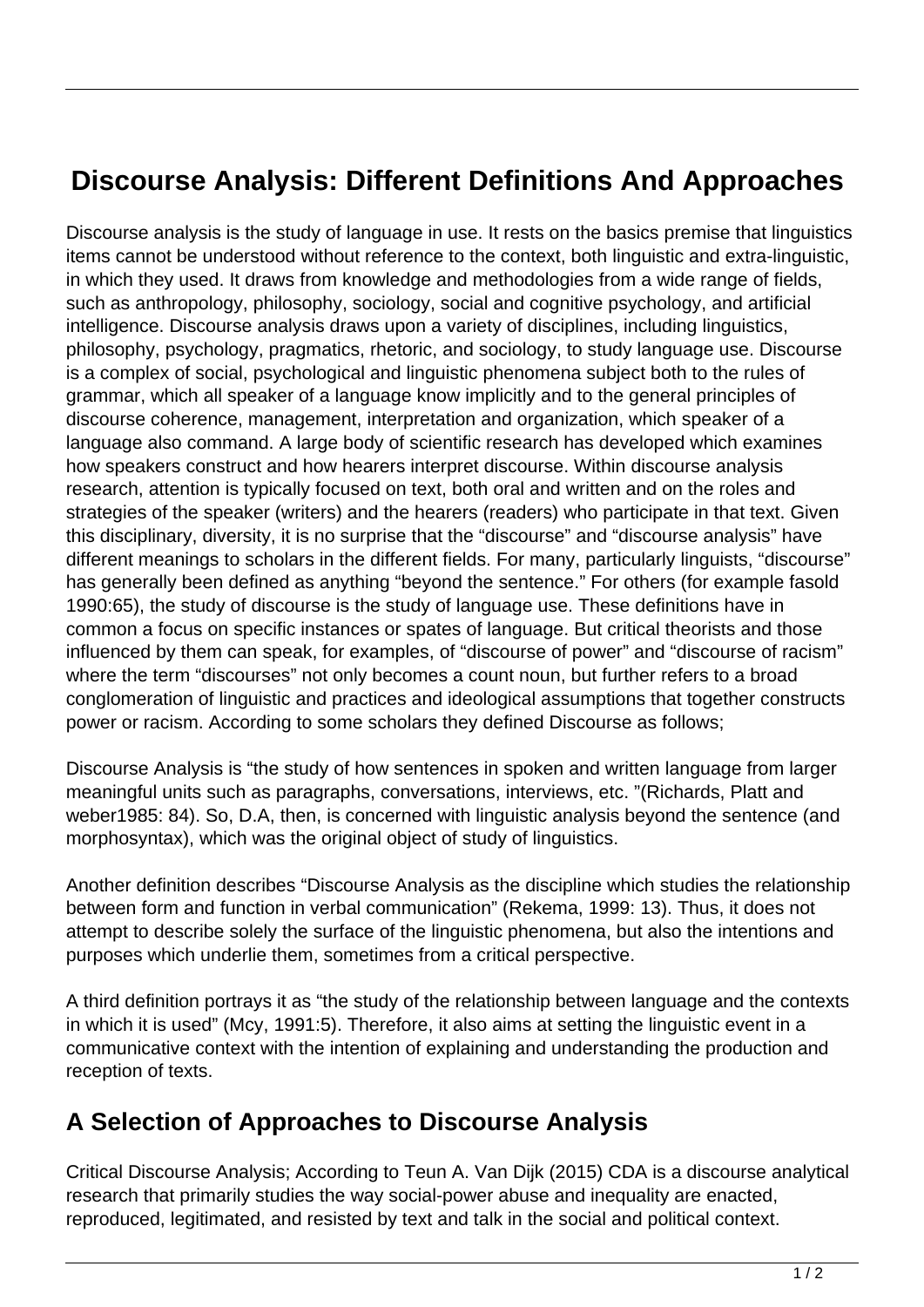# Discourse Analysis: Different Definitions And Approaches

Discourse analysis is the study of language in use. It rests on the basics premise that linguistics items cannot be understood without reference to the context, both linguistic and extra-linguistic, in which they used. It draws from knowledge and methodologies from a wide range of fields, such as anthropology, philosophy, sociology, social and cognitive psychology, and artificial intelligence. Discourse analysis draws upon a variety of disciplines, including linguistics, philosophy, psychology, pragmatics, rhetoric, and sociology, to study language use. Discourse is a complex of social, psychological and linguistic phenomena subject both to the rules of grammar, which all speaker of a language know implicitly and to the general principles of discourse coherence, management, interpretation and organization, which speaker of a language also command. A large body of scientific research has developed which examines how speakers construct and how hearers interpret discourse. Within discourse analysis research, attention is typically focused on text, both oral and written and on the roles and strategies of the speaker (writers) and the hearers (readers) who participate in that text. Given this disciplinary, diversity, it is no surprise that the "discourse" and "discourse analysis" have different meanings to scholars in the different fields. For many, particularly linguists, "discourse" has generally been defined as anything "beyond the sentence." For others (for example fasold 1990:65), the study of discourse is the study of language use. These definitions have in common a focus on specific instances or spates of language. But critical theorists and those influenced by them can speak, for examples, of "discourse of power" and "discourse of racism" where the term "discourses" not only becomes a count noun, but further refers to a broad conglomeration of linguistic and practices and ideological assumptions that together constructs power or racism. According to some scholars they defined Discourse as follows;

Discourse Analysis is "the study of how sentences in spoken and written language from larger meaningful units such as paragraphs, conversations, interviews, etc. "(Richards, Platt and weber1985: 84). So, D.A, then, is concerned with linguistic analysis beyond the sentence (and morphosyntax), which was the original object of study of linguistics.

Another definition describes "Discourse Analysis as the discipline which studies the relationship between form and function in verbal communication" (Rekema, 1999: 13). Thus, it does not attempt to describe solely the surface of the linguistic phenomena, but also the intentions and purposes which underlie them, sometimes from a critical perspective.

A third definition portrays it as "the study of the relationship between language and the contexts in which it is used" (Mcy, 1991:5). Therefore, it also aims at setting the linguistic event in a communicative context with the intention of explaining and understanding the production and reception of texts.

## A Selection of Approaches to Discourse Analysis

Critical Discourse Analysis; According to Teun A. Van Dijk (2015) CDA is a discourse analytical research that primarily studies the way social-power abuse and inequality are enacted, reproduced, legitimated, and resisted by text and talk in the social and political context.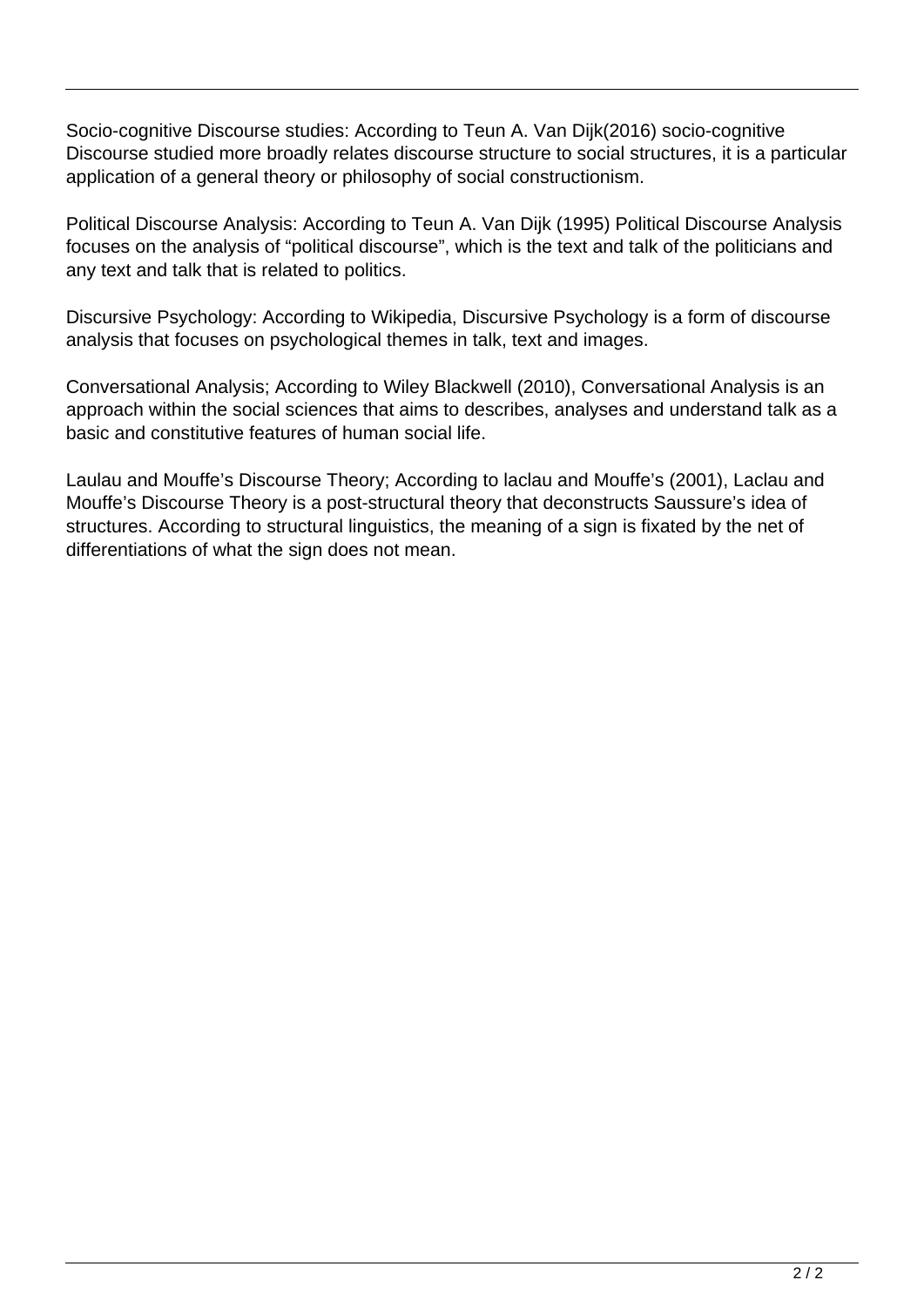Socio-cognitive Discourse studies: According to Teun A. Van Dijk(2016) socio-cognitive Discourse studied more broadly relates discourse structure to social structures, it is a particular application of a general theory or philosophy of social constructionism.

Political Discourse Analysis: According to Teun A. Van Dijk (1995) Political Discourse Analysis focuses on the analysis of “political discourse”, which is the text and talk of the politicians and any text and talk that is related to politics.

Discursive Psychology: According to Wikipedia, Discursive Psychology is a form of discourse analysis that focuses on psychological themes in talk, text and images.

Conversational Analysis; According to Wiley Blackwell (2010), Conversational Analysis is an approach within the social sciences that aims to describes, analyses and understand talk as a basic and constitutive features of human social life.

Laulau and Mouffe’s Discourse Theory; According to laclau and Mouffe’s (2001), Laclau and Mouffe’s Discourse Theory is a post-structural theory that deconstructs Saussure’s idea of structures. According to structural linguistics, the meaning of a sign is fixated by the net of differentiations of what the sign does not mean.